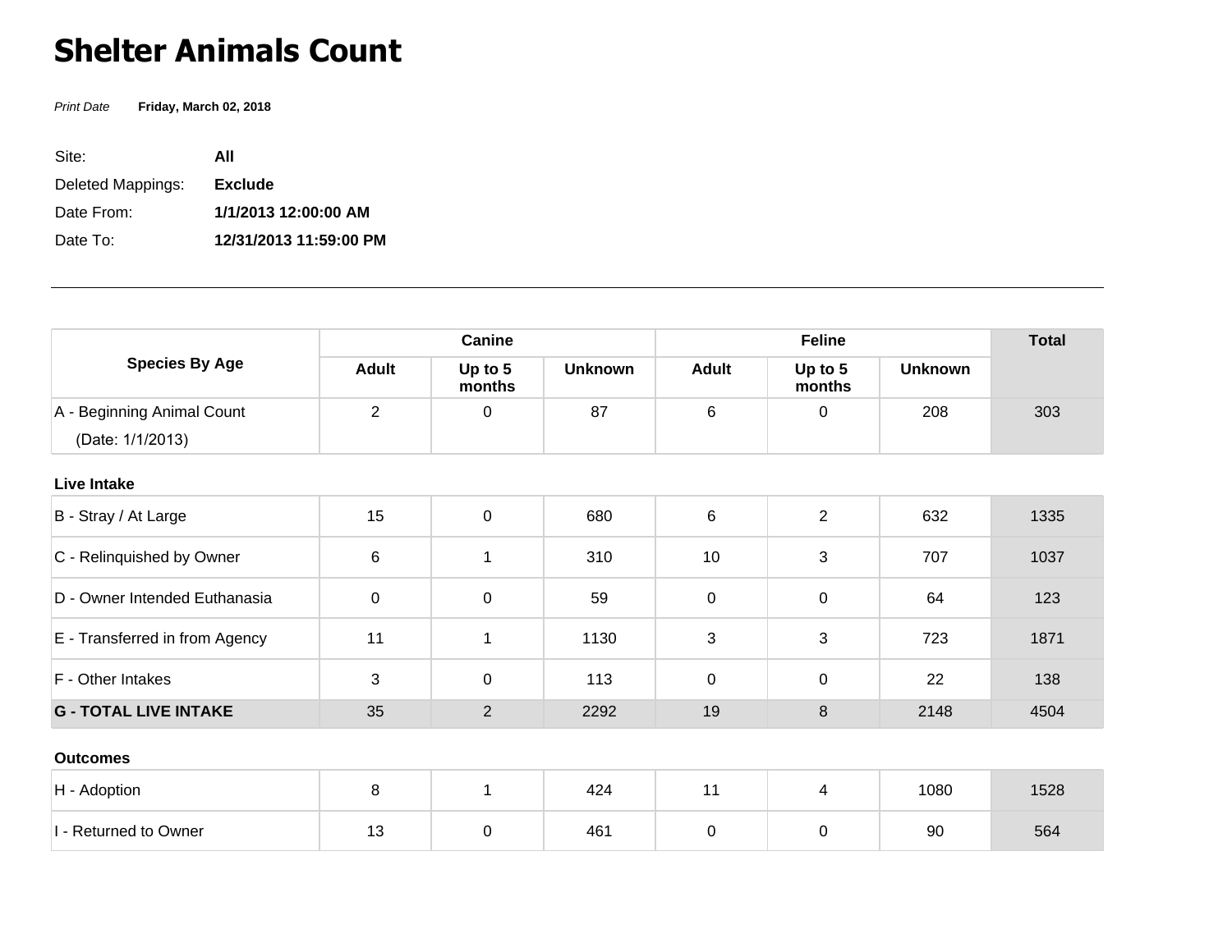# Shelter Animals Count

*Print Date* **Friday, March 02, 2018**

Site: **All**

Deleted Mappings: **Exclude**

Date From: **1/1/2013 12:00:00 AM**

Date To: **12/31/2013 11:59:00 PM**

---

| Species By Age | Canine | | | Feline | | | Total |
|---|---|---|---|---|---|---|---|
| | Adult | Up to 5 months | Unknown | Adult | Up to 5 months | Unknown | |
| A - Beginning Animal Count (Date: 1/1/2013) | 2 | 0 | 87 | 6 | 0 | 208 | 303 |
| **Live Intake** | | | | | | | |
| B - Stray / At Large | 15 | 0 | 680 | 6 | 2 | 632 | 1335 |
| C - Relinquished by Owner | 6 | 1 | 310 | 10 | 3 | 707 | 1037 |
| D - Owner Intended Euthanasia | 0 | 0 | 59 | 0 | 0 | 64 | 123 |
| E - Transferred in from Agency | 11 | 1 | 1130 | 3 | 3 | 723 | 1871 |
| F - Other Intakes | 3 | 0 | 113 | 0 | 0 | 22 | 138 |
| **G - TOTAL LIVE INTAKE** | 35 | 2 | 2292 | 19 | 8 | 2148 | 4504 |
| **Outcomes** | | | | | | | |
| H - Adoption | 8 | 1 | 424 | 11 | 4 | 1080 | 1528 |
| I - Returned to Owner | 13 | 0 | 461 | 0 | 0 | 90 | 564 |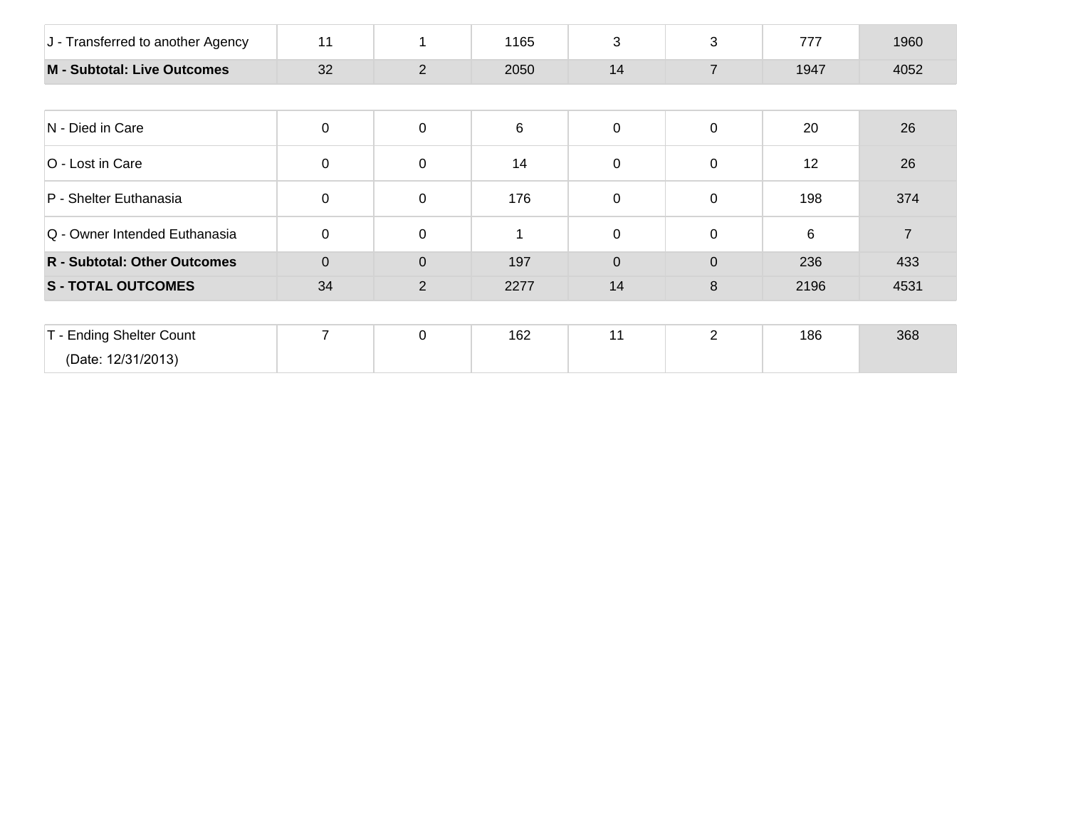| | | | | | | | |
|---|---|---|---|---|---|---|---|
| J - Transferred to another Agency | 11 | 1 | 1165 | 3 | 3 | 777 | 1960 |
| **M - Subtotal: Live Outcomes** | 32 | 2 | 2050 | 14 | 7 | 1947 | 4052 |
| N - Died in Care | 0 | 0 | 6 | 0 | 0 | 20 | 26 |
| O - Lost in Care | 0 | 0 | 14 | 0 | 0 | 12 | 26 |
| P - Shelter Euthanasia | 0 | 0 | 176 | 0 | 0 | 198 | 374 |
| Q - Owner Intended Euthanasia | 0 | 0 | 1 | 0 | 0 | 6 | 7 |
| **R - Subtotal: Other Outcomes** | 0 | 0 | 197 | 0 | 0 | 236 | 433 |
| **S - TOTAL OUTCOMES** | 34 | 2 | 2277 | 14 | 8 | 2196 | 4531 |
| T - Ending Shelter Count (Date: 12/31/2013) | 7 | 0 | 162 | 11 | 2 | 186 | 368 |